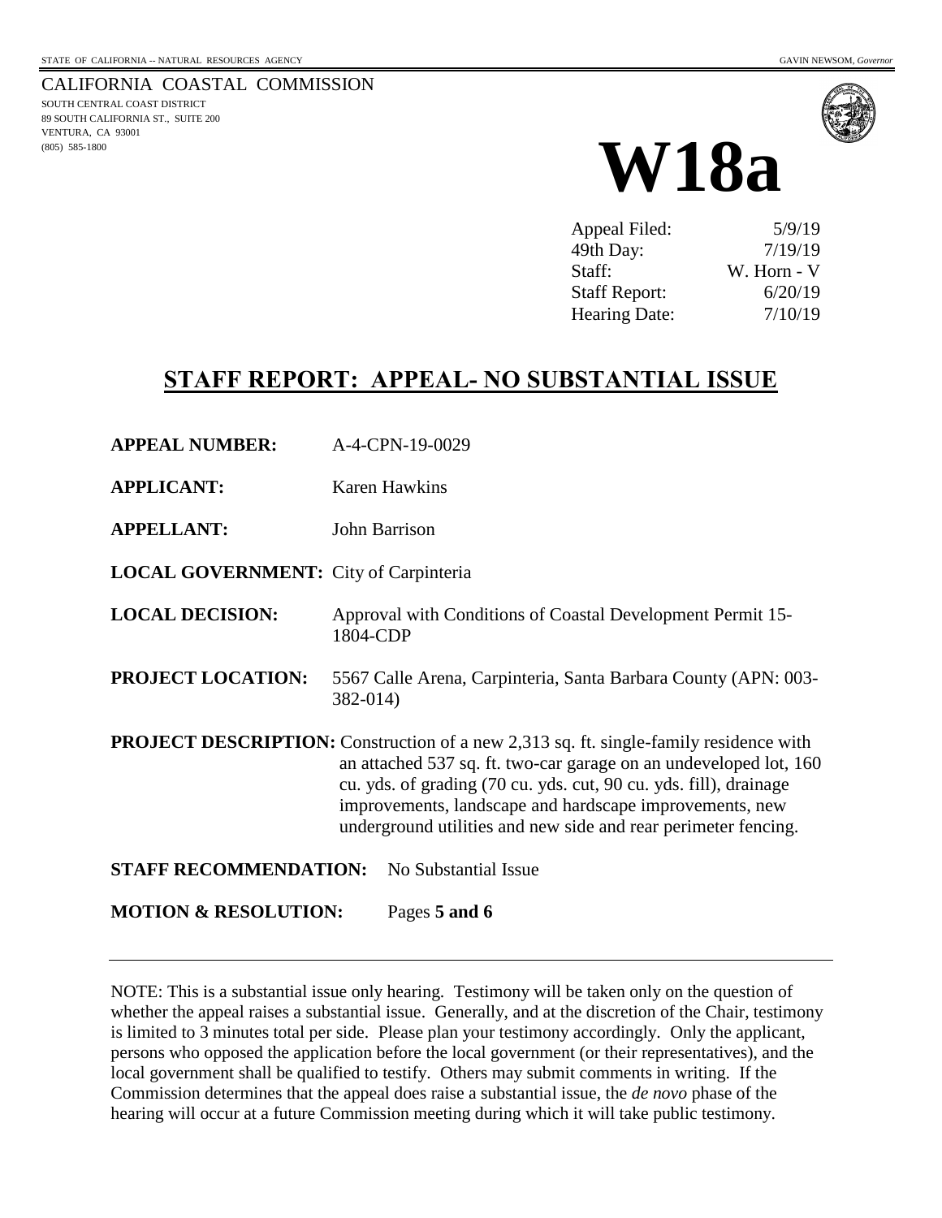STATE OF CALIFORNIA -- NATURAL RESOURCES AGENCY GAVIN NEWSOM, *Governor*

CALIFORNIA COASTAL COMMISSION
SOUTH CENTRAL COAST DISTRICT
89 SOUTH CALIFORNIA ST., SUITE 200
VENTURA, CA 93001
(805) 585-1800

# W18a

| | |
|---|---|
| Appeal Filed: | 5/9/19 |
| 49th Day: | 7/19/19 |
| Staff: | W. Horn - V |
| Staff Report: | 6/20/19 |
| Hearing Date: | 7/10/19 |

## STAFF REPORT: APPEAL- NO SUBSTANTIAL ISSUE

**APPEAL NUMBER:** A-4-CPN-19-0029

**APPLICANT:** Karen Hawkins

**APPELLANT:** John Barrison

**LOCAL GOVERNMENT:** City of Carpinteria

**LOCAL DECISION:** Approval with Conditions of Coastal Development Permit 15-1804-CDP

**PROJECT LOCATION:** 5567 Calle Arena, Carpinteria, Santa Barbara County (APN: 003-382-014)

**PROJECT DESCRIPTION:** Construction of a new 2,313 sq. ft. single-family residence with an attached 537 sq. ft. two-car garage on an undeveloped lot, 160 cu. yds. of grading (70 cu. yds. cut, 90 cu. yds. fill), drainage improvements, landscape and hardscape improvements, new underground utilities and new side and rear perimeter fencing.

**STAFF RECOMMENDATION:** No Substantial Issue

**MOTION & RESOLUTION:** Pages **5 and 6**

---

NOTE: This is a substantial issue only hearing. Testimony will be taken only on the question of whether the appeal raises a substantial issue. Generally, and at the discretion of the Chair, testimony is limited to 3 minutes total per side. Please plan your testimony accordingly. Only the applicant, persons who opposed the application before the local government (or their representatives), and the local government shall be qualified to testify. Others may submit comments in writing. If the Commission determines that the appeal does raise a substantial issue, the *de novo* phase of the hearing will occur at a future Commission meeting during which it will take public testimony.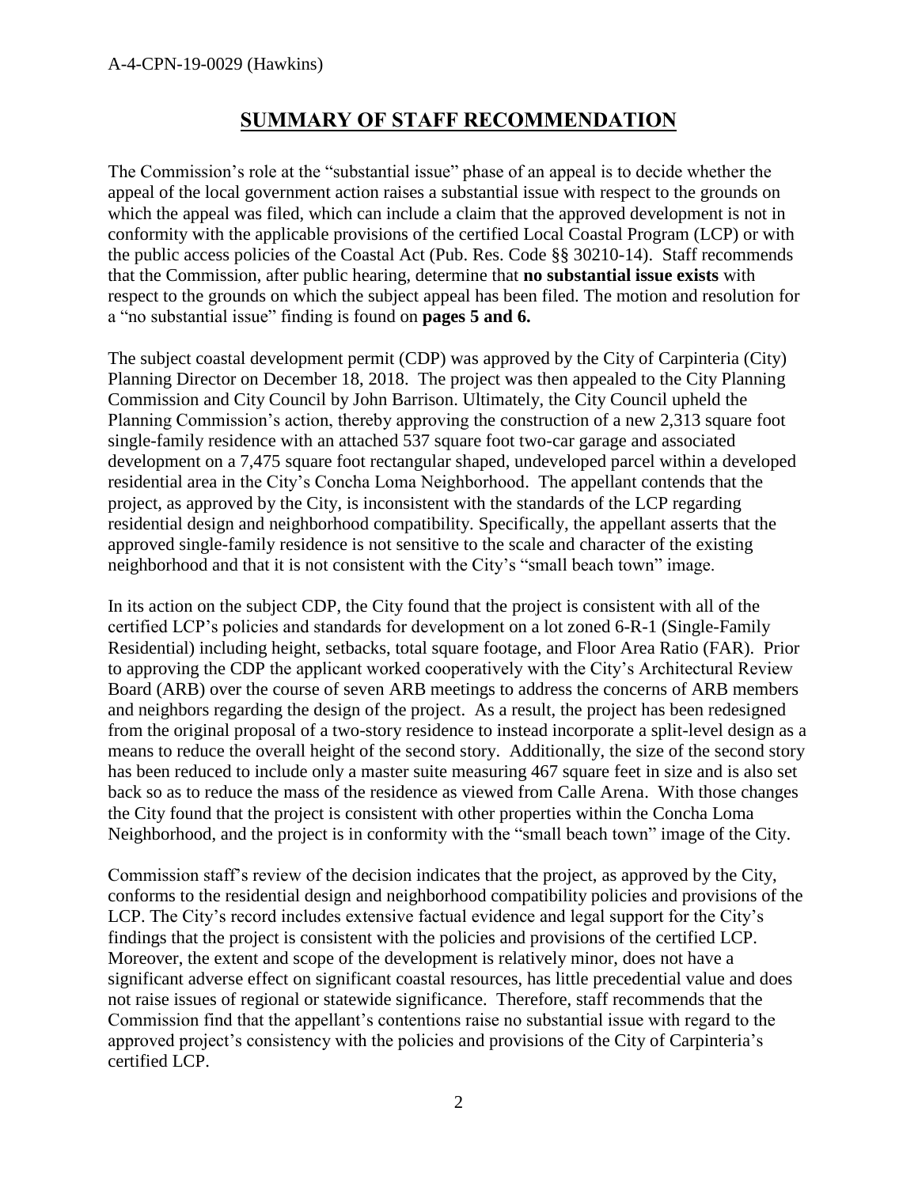## SUMMARY OF STAFF RECOMMENDATION

The Commission's role at the "substantial issue" phase of an appeal is to decide whether the appeal of the local government action raises a substantial issue with respect to the grounds on which the appeal was filed, which can include a claim that the approved development is not in conformity with the applicable provisions of the certified Local Coastal Program (LCP) or with the public access policies of the Coastal Act (Pub. Res. Code §§ 30210-14). Staff recommends that the Commission, after public hearing, determine that **no substantial issue exists** with respect to the grounds on which the subject appeal has been filed. The motion and resolution for a "no substantial issue" finding is found on **pages 5 and 6.**

The subject coastal development permit (CDP) was approved by the City of Carpinteria (City) Planning Director on December 18, 2018. The project was then appealed to the City Planning Commission and City Council by John Barrison. Ultimately, the City Council upheld the Planning Commission's action, thereby approving the construction of a new 2,313 square foot single-family residence with an attached 537 square foot two-car garage and associated development on a 7,475 square foot rectangular shaped, undeveloped parcel within a developed residential area in the City's Concha Loma Neighborhood. The appellant contends that the project, as approved by the City, is inconsistent with the standards of the LCP regarding residential design and neighborhood compatibility. Specifically, the appellant asserts that the approved single-family residence is not sensitive to the scale and character of the existing neighborhood and that it is not consistent with the City's "small beach town" image.

In its action on the subject CDP, the City found that the project is consistent with all of the certified LCP's policies and standards for development on a lot zoned 6-R-1 (Single-Family Residential) including height, setbacks, total square footage, and Floor Area Ratio (FAR). Prior to approving the CDP the applicant worked cooperatively with the City's Architectural Review Board (ARB) over the course of seven ARB meetings to address the concerns of ARB members and neighbors regarding the design of the project. As a result, the project has been redesigned from the original proposal of a two-story residence to instead incorporate a split-level design as a means to reduce the overall height of the second story. Additionally, the size of the second story has been reduced to include only a master suite measuring 467 square feet in size and is also set back so as to reduce the mass of the residence as viewed from Calle Arena. With those changes the City found that the project is consistent with other properties within the Concha Loma Neighborhood, and the project is in conformity with the "small beach town" image of the City.

Commission staff's review of the decision indicates that the project, as approved by the City, conforms to the residential design and neighborhood compatibility policies and provisions of the LCP. The City's record includes extensive factual evidence and legal support for the City's findings that the project is consistent with the policies and provisions of the certified LCP. Moreover, the extent and scope of the development is relatively minor, does not have a significant adverse effect on significant coastal resources, has little precedential value and does not raise issues of regional or statewide significance. Therefore, staff recommends that the Commission find that the appellant's contentions raise no substantial issue with regard to the approved project's consistency with the policies and provisions of the City of Carpinteria's certified LCP.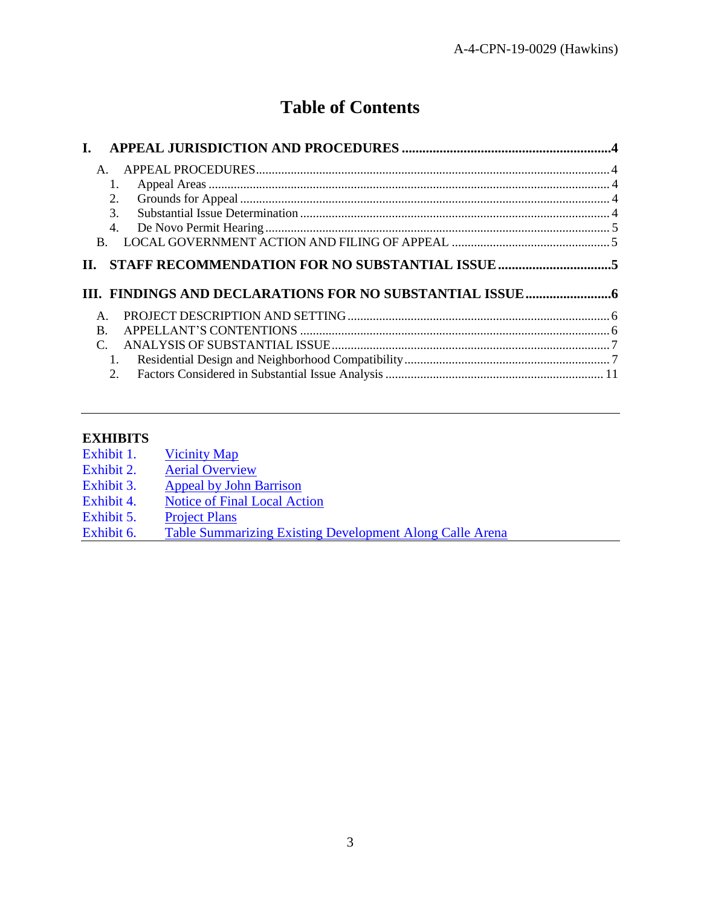# Table of Contents

**I. APPEAL JURISDICTION AND PROCEDURES .......... 4**

- A. APPEAL PROCEDURES .......... 4
  1. Appeal Areas .......... 4
  2. Grounds for Appeal .......... 4
  3. Substantial Issue Determination .......... 4
  4. De Novo Permit Hearing .......... 5
- B. LOCAL GOVERNMENT ACTION AND FILING OF APPEAL .......... 5

**II. STAFF RECOMMENDATION FOR NO SUBSTANTIAL ISSUE .......... 5**

**III. FINDINGS AND DECLARATIONS FOR NO SUBSTANTIAL ISSUE .......... 6**

- A. PROJECT DESCRIPTION AND SETTING .......... 6
- B. APPELLANT'S CONTENTIONS .......... 6
- C. ANALYSIS OF SUBSTANTIAL ISSUE .......... 7
  1. Residential Design and Neighborhood Compatibility .......... 7
  2. Factors Considered in Substantial Issue Analysis .......... 11

---

**EXHIBITS**

Exhibit 1. Vicinity Map
Exhibit 2. Aerial Overview
Exhibit 3. Appeal by John Barrison
Exhibit 4. Notice of Final Local Action
Exhibit 5. Project Plans
Exhibit 6. Table Summarizing Existing Development Along Calle Arena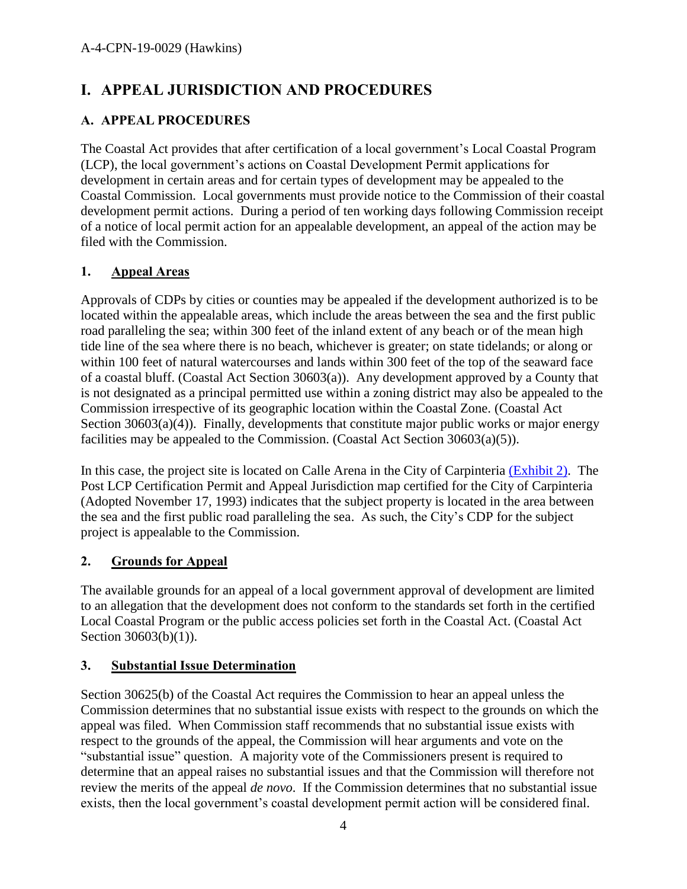# I. APPEAL JURISDICTION AND PROCEDURES

## A. APPEAL PROCEDURES

The Coastal Act provides that after certification of a local government's Local Coastal Program (LCP), the local government's actions on Coastal Development Permit applications for development in certain areas and for certain types of development may be appealed to the Coastal Commission. Local governments must provide notice to the Commission of their coastal development permit actions. During a period of ten working days following Commission receipt of a notice of local permit action for an appealable development, an appeal of the action may be filed with the Commission.

### 1. Appeal Areas

Approvals of CDPs by cities or counties may be appealed if the development authorized is to be located within the appealable areas, which include the areas between the sea and the first public road paralleling the sea; within 300 feet of the inland extent of any beach or of the mean high tide line of the sea where there is no beach, whichever is greater; on state tidelands; or along or within 100 feet of natural watercourses and lands within 300 feet of the top of the seaward face of a coastal bluff. (Coastal Act Section 30603(a)). Any development approved by a County that is not designated as a principal permitted use within a zoning district may also be appealed to the Commission irrespective of its geographic location within the Coastal Zone. (Coastal Act Section 30603(a)(4)). Finally, developments that constitute major public works or major energy facilities may be appealed to the Commission. (Coastal Act Section 30603(a)(5)).

In this case, the project site is located on Calle Arena in the City of Carpinteria (Exhibit 2). The Post LCP Certification Permit and Appeal Jurisdiction map certified for the City of Carpinteria (Adopted November 17, 1993) indicates that the subject property is located in the area between the sea and the first public road paralleling the sea. As such, the City's CDP for the subject project is appealable to the Commission.

### 2. Grounds for Appeal

The available grounds for an appeal of a local government approval of development are limited to an allegation that the development does not conform to the standards set forth in the certified Local Coastal Program or the public access policies set forth in the Coastal Act. (Coastal Act Section 30603(b)(1)).

### 3. Substantial Issue Determination

Section 30625(b) of the Coastal Act requires the Commission to hear an appeal unless the Commission determines that no substantial issue exists with respect to the grounds on which the appeal was filed. When Commission staff recommends that no substantial issue exists with respect to the grounds of the appeal, the Commission will hear arguments and vote on the "substantial issue" question. A majority vote of the Commissioners present is required to determine that an appeal raises no substantial issues and that the Commission will therefore not review the merits of the appeal *de novo*. If the Commission determines that no substantial issue exists, then the local government's coastal development permit action will be considered final.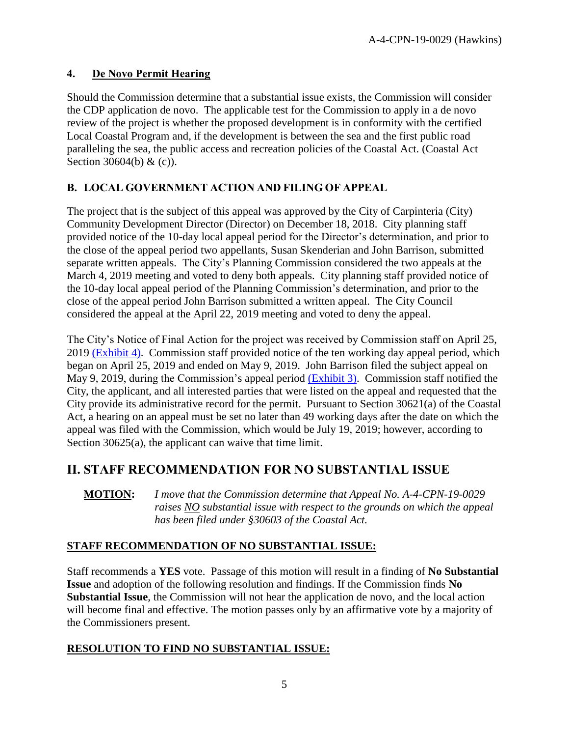#### 4. De Novo Permit Hearing

Should the Commission determine that a substantial issue exists, the Commission will consider the CDP application de novo. The applicable test for the Commission to apply in a de novo review of the project is whether the proposed development is in conformity with the certified Local Coastal Program and, if the development is between the sea and the first public road paralleling the sea, the public access and recreation policies of the Coastal Act. (Coastal Act Section 30604(b) & (c)).

### B. LOCAL GOVERNMENT ACTION AND FILING OF APPEAL

The project that is the subject of this appeal was approved by the City of Carpinteria (City) Community Development Director (Director) on December 18, 2018. City planning staff provided notice of the 10-day local appeal period for the Director's determination, and prior to the close of the appeal period two appellants, Susan Skenderian and John Barrison, submitted separate written appeals. The City's Planning Commission considered the two appeals at the March 4, 2019 meeting and voted to deny both appeals. City planning staff provided notice of the 10-day local appeal period of the Planning Commission's determination, and prior to the close of the appeal period John Barrison submitted a written appeal. The City Council considered the appeal at the April 22, 2019 meeting and voted to deny the appeal.

The City's Notice of Final Action for the project was received by Commission staff on April 25, 2019 (Exhibit 4). Commission staff provided notice of the ten working day appeal period, which began on April 25, 2019 and ended on May 9, 2019. John Barrison filed the subject appeal on May 9, 2019, during the Commission's appeal period (Exhibit 3). Commission staff notified the City, the applicant, and all interested parties that were listed on the appeal and requested that the City provide its administrative record for the permit. Pursuant to Section 30621(a) of the Coastal Act, a hearing on an appeal must be set no later than 49 working days after the date on which the appeal was filed with the Commission, which would be July 19, 2019; however, according to Section 30625(a), the applicant can waive that time limit.

## II. STAFF RECOMMENDATION FOR NO SUBSTANTIAL ISSUE

**MOTION:** *I move that the Commission determine that Appeal No. A-4-CPN-19-0029 raises NO substantial issue with respect to the grounds on which the appeal has been filed under §30603 of the Coastal Act.*

**STAFF RECOMMENDATION OF NO SUBSTANTIAL ISSUE:**

Staff recommends a **YES** vote. Passage of this motion will result in a finding of **No Substantial Issue** and adoption of the following resolution and findings. If the Commission finds **No Substantial Issue**, the Commission will not hear the application de novo, and the local action will become final and effective. The motion passes only by an affirmative vote by a majority of the Commissioners present.

**RESOLUTION TO FIND NO SUBSTANTIAL ISSUE:**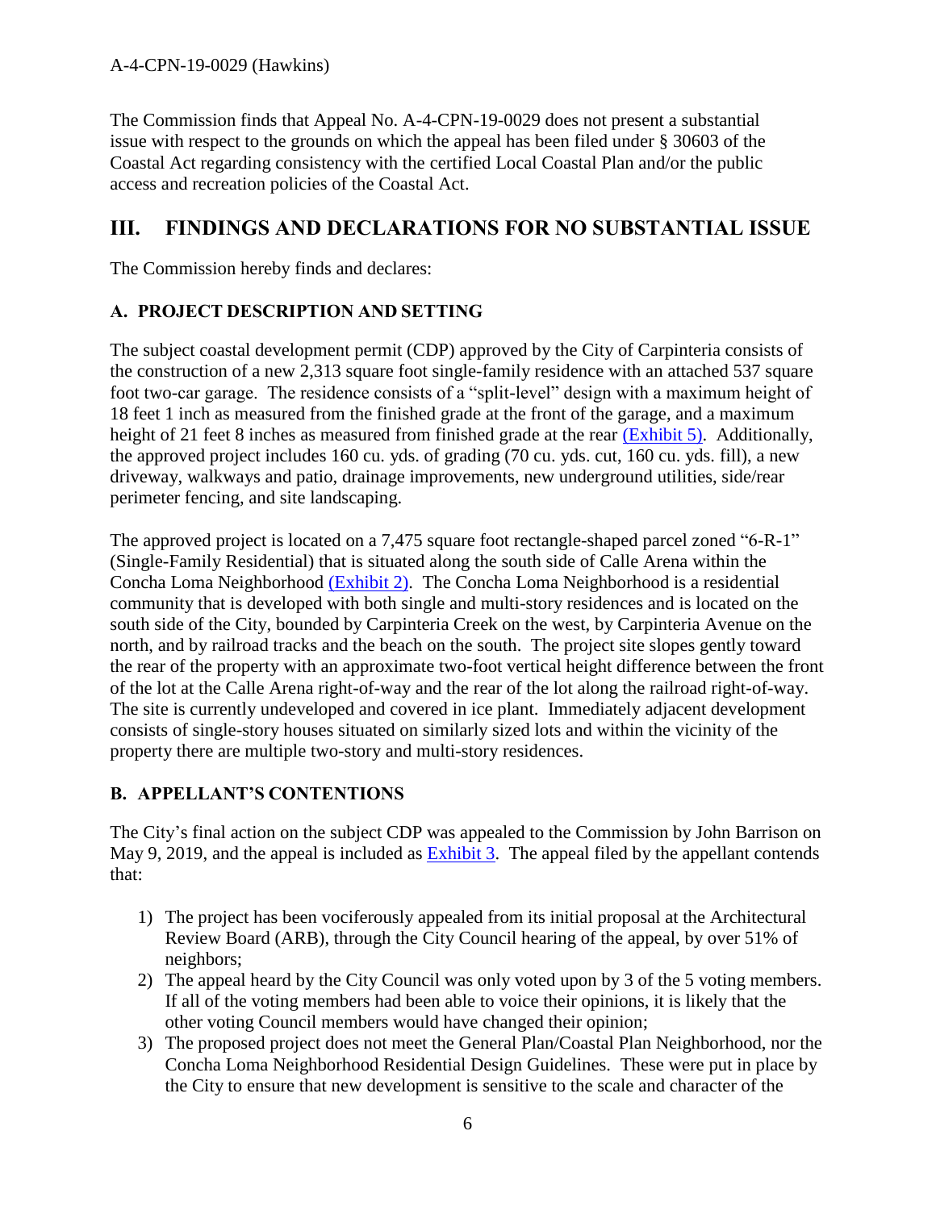The Commission finds that Appeal No. A-4-CPN-19-0029 does not present a substantial issue with respect to the grounds on which the appeal has been filed under § 30603 of the Coastal Act regarding consistency with the certified Local Coastal Plan and/or the public access and recreation policies of the Coastal Act.

# III. FINDINGS AND DECLARATIONS FOR NO SUBSTANTIAL ISSUE

The Commission hereby finds and declares:

## A. PROJECT DESCRIPTION AND SETTING

The subject coastal development permit (CDP) approved by the City of Carpinteria consists of the construction of a new 2,313 square foot single-family residence with an attached 537 square foot two-car garage. The residence consists of a "split-level" design with a maximum height of 18 feet 1 inch as measured from the finished grade at the front of the garage, and a maximum height of 21 feet 8 inches as measured from finished grade at the rear (Exhibit 5). Additionally, the approved project includes 160 cu. yds. of grading (70 cu. yds. cut, 160 cu. yds. fill), a new driveway, walkways and patio, drainage improvements, new underground utilities, side/rear perimeter fencing, and site landscaping.

The approved project is located on a 7,475 square foot rectangle-shaped parcel zoned "6-R-1" (Single-Family Residential) that is situated along the south side of Calle Arena within the Concha Loma Neighborhood (Exhibit 2). The Concha Loma Neighborhood is a residential community that is developed with both single and multi-story residences and is located on the south side of the City, bounded by Carpinteria Creek on the west, by Carpinteria Avenue on the north, and by railroad tracks and the beach on the south. The project site slopes gently toward the rear of the property with an approximate two-foot vertical height difference between the front of the lot at the Calle Arena right-of-way and the rear of the lot along the railroad right-of-way. The site is currently undeveloped and covered in ice plant. Immediately adjacent development consists of single-story houses situated on similarly sized lots and within the vicinity of the property there are multiple two-story and multi-story residences.

## B. APPELLANT'S CONTENTIONS

The City's final action on the subject CDP was appealed to the Commission by John Barrison on May 9, 2019, and the appeal is included as Exhibit 3. The appeal filed by the appellant contends that:

1) The project has been vociferously appealed from its initial proposal at the Architectural Review Board (ARB), through the City Council hearing of the appeal, by over 51% of neighbors;
2) The appeal heard by the City Council was only voted upon by 3 of the 5 voting members. If all of the voting members had been able to voice their opinions, it is likely that the other voting Council members would have changed their opinion;
3) The proposed project does not meet the General Plan/Coastal Plan Neighborhood, nor the Concha Loma Neighborhood Residential Design Guidelines. These were put in place by the City to ensure that new development is sensitive to the scale and character of the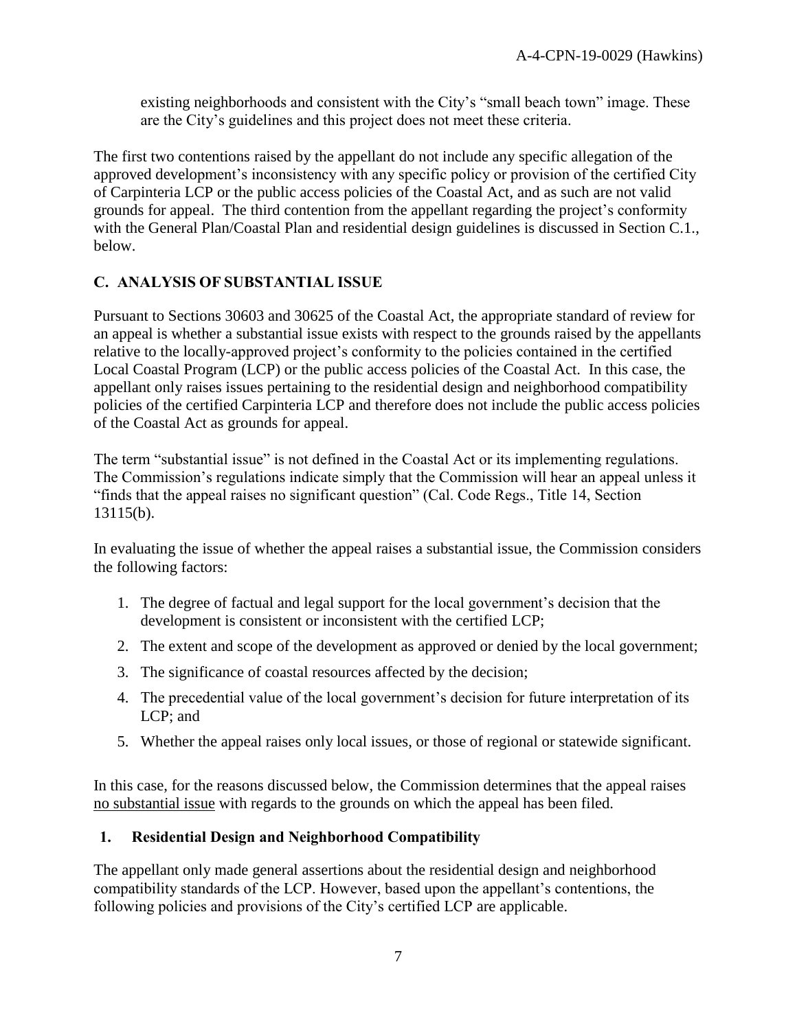existing neighborhoods and consistent with the City's "small beach town" image. These are the City's guidelines and this project does not meet these criteria.

The first two contentions raised by the appellant do not include any specific allegation of the approved development's inconsistency with any specific policy or provision of the certified City of Carpinteria LCP or the public access policies of the Coastal Act, and as such are not valid grounds for appeal. The third contention from the appellant regarding the project's conformity with the General Plan/Coastal Plan and residential design guidelines is discussed in Section C.1., below.

## C. ANALYSIS OF SUBSTANTIAL ISSUE

Pursuant to Sections 30603 and 30625 of the Coastal Act, the appropriate standard of review for an appeal is whether a substantial issue exists with respect to the grounds raised by the appellants relative to the locally-approved project's conformity to the policies contained in the certified Local Coastal Program (LCP) or the public access policies of the Coastal Act. In this case, the appellant only raises issues pertaining to the residential design and neighborhood compatibility policies of the certified Carpinteria LCP and therefore does not include the public access policies of the Coastal Act as grounds for appeal.

The term "substantial issue" is not defined in the Coastal Act or its implementing regulations. The Commission's regulations indicate simply that the Commission will hear an appeal unless it "finds that the appeal raises no significant question" (Cal. Code Regs., Title 14, Section 13115(b).

In evaluating the issue of whether the appeal raises a substantial issue, the Commission considers the following factors:

1. The degree of factual and legal support for the local government's decision that the development is consistent or inconsistent with the certified LCP;
2. The extent and scope of the development as approved or denied by the local government;
3. The significance of coastal resources affected by the decision;
4. The precedential value of the local government's decision for future interpretation of its LCP; and
5. Whether the appeal raises only local issues, or those of regional or statewide significant.

In this case, for the reasons discussed below, the Commission determines that the appeal raises <u>no substantial issue</u> with regards to the grounds on which the appeal has been filed.

### 1. Residential Design and Neighborhood Compatibility

The appellant only made general assertions about the residential design and neighborhood compatibility standards of the LCP. However, based upon the appellant's contentions, the following policies and provisions of the City's certified LCP are applicable.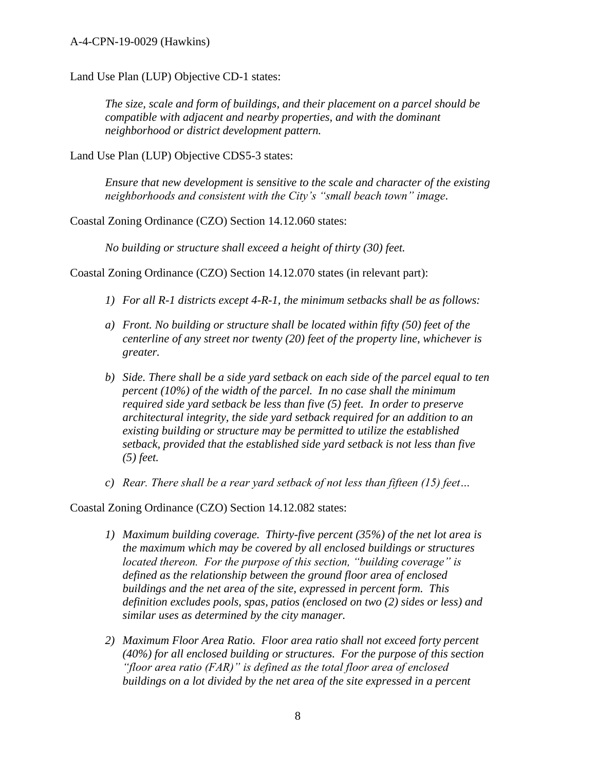Land Use Plan (LUP) Objective CD-1 states:

> *The size, scale and form of buildings, and their placement on a parcel should be compatible with adjacent and nearby properties, and with the dominant neighborhood or district development pattern.*

Land Use Plan (LUP) Objective CDS5-3 states:

> *Ensure that new development is sensitive to the scale and character of the existing neighborhoods and consistent with the City's "small beach town" image.*

Coastal Zoning Ordinance (CZO) Section 14.12.060 states:

> *No building or structure shall exceed a height of thirty (30) feet.*

Coastal Zoning Ordinance (CZO) Section 14.12.070 states (in relevant part):

> *1) For all R-1 districts except 4-R-1, the minimum setbacks shall be as follows:*
>
> *a) Front. No building or structure shall be located within fifty (50) feet of the centerline of any street nor twenty (20) feet of the property line, whichever is greater.*
>
> *b) Side. There shall be a side yard setback on each side of the parcel equal to ten percent (10%) of the width of the parcel. In no case shall the minimum required side yard setback be less than five (5) feet. In order to preserve architectural integrity, the side yard setback required for an addition to an existing building or structure may be permitted to utilize the established setback, provided that the established side yard setback is not less than five (5) feet.*
>
> *c) Rear. There shall be a rear yard setback of not less than fifteen (15) feet…*

Coastal Zoning Ordinance (CZO) Section 14.12.082 states:

> *1) Maximum building coverage. Thirty-five percent (35%) of the net lot area is the maximum which may be covered by all enclosed buildings or structures located thereon. For the purpose of this section, "building coverage" is defined as the relationship between the ground floor area of enclosed buildings and the net area of the site, expressed in percent form. This definition excludes pools, spas, patios (enclosed on two (2) sides or less) and similar uses as determined by the city manager.*
>
> *2) Maximum Floor Area Ratio. Floor area ratio shall not exceed forty percent (40%) for all enclosed building or structures. For the purpose of this section "floor area ratio (FAR)" is defined as the total floor area of enclosed buildings on a lot divided by the net area of the site expressed in a percent*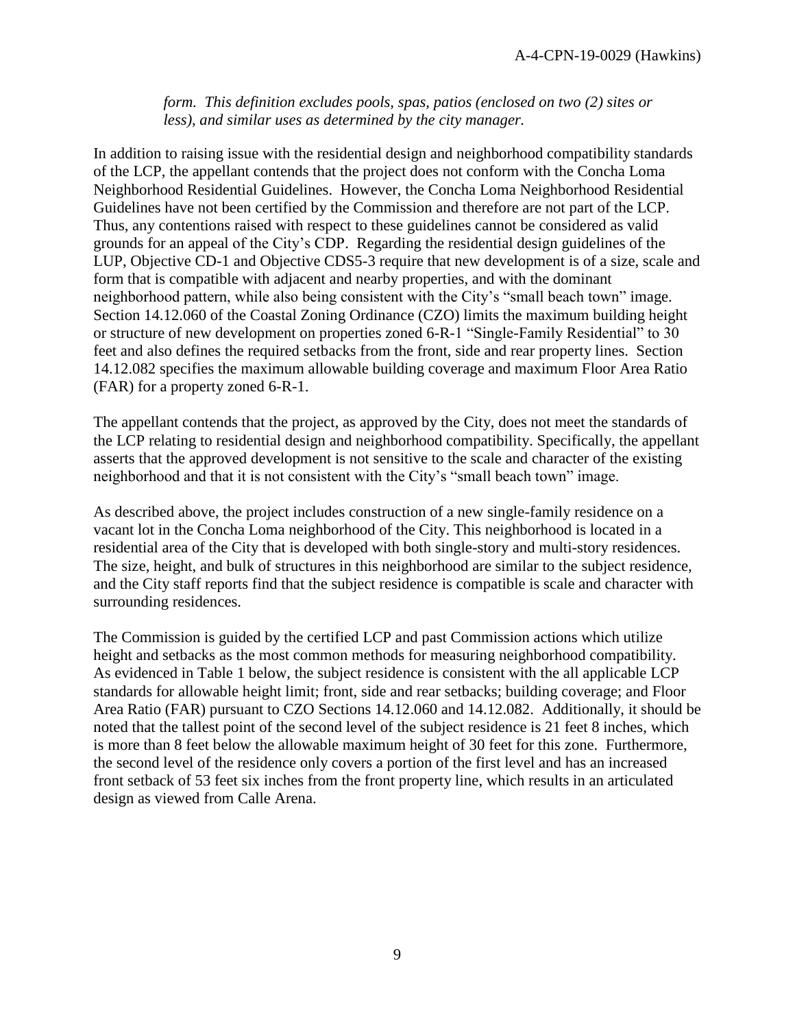> *form. This definition excludes pools, spas, patios (enclosed on two (2) sites or less), and similar uses as determined by the city manager.*

In addition to raising issue with the residential design and neighborhood compatibility standards of the LCP, the appellant contends that the project does not conform with the Concha Loma Neighborhood Residential Guidelines. However, the Concha Loma Neighborhood Residential Guidelines have not been certified by the Commission and therefore are not part of the LCP. Thus, any contentions raised with respect to these guidelines cannot be considered as valid grounds for an appeal of the City's CDP. Regarding the residential design guidelines of the LUP, Objective CD-1 and Objective CDS5-3 require that new development is of a size, scale and form that is compatible with adjacent and nearby properties, and with the dominant neighborhood pattern, while also being consistent with the City's "small beach town" image. Section 14.12.060 of the Coastal Zoning Ordinance (CZO) limits the maximum building height or structure of new development on properties zoned 6-R-1 "Single-Family Residential" to 30 feet and also defines the required setbacks from the front, side and rear property lines. Section 14.12.082 specifies the maximum allowable building coverage and maximum Floor Area Ratio (FAR) for a property zoned 6-R-1.

The appellant contends that the project, as approved by the City, does not meet the standards of the LCP relating to residential design and neighborhood compatibility. Specifically, the appellant asserts that the approved development is not sensitive to the scale and character of the existing neighborhood and that it is not consistent with the City's "small beach town" image.

As described above, the project includes construction of a new single-family residence on a vacant lot in the Concha Loma neighborhood of the City. This neighborhood is located in a residential area of the City that is developed with both single-story and multi-story residences. The size, height, and bulk of structures in this neighborhood are similar to the subject residence, and the City staff reports find that the subject residence is compatible is scale and character with surrounding residences.

The Commission is guided by the certified LCP and past Commission actions which utilize height and setbacks as the most common methods for measuring neighborhood compatibility. As evidenced in Table 1 below, the subject residence is consistent with the all applicable LCP standards for allowable height limit; front, side and rear setbacks; building coverage; and Floor Area Ratio (FAR) pursuant to CZO Sections 14.12.060 and 14.12.082. Additionally, it should be noted that the tallest point of the second level of the subject residence is 21 feet 8 inches, which is more than 8 feet below the allowable maximum height of 30 feet for this zone. Furthermore, the second level of the residence only covers a portion of the first level and has an increased front setback of 53 feet six inches from the front property line, which results in an articulated design as viewed from Calle Arena.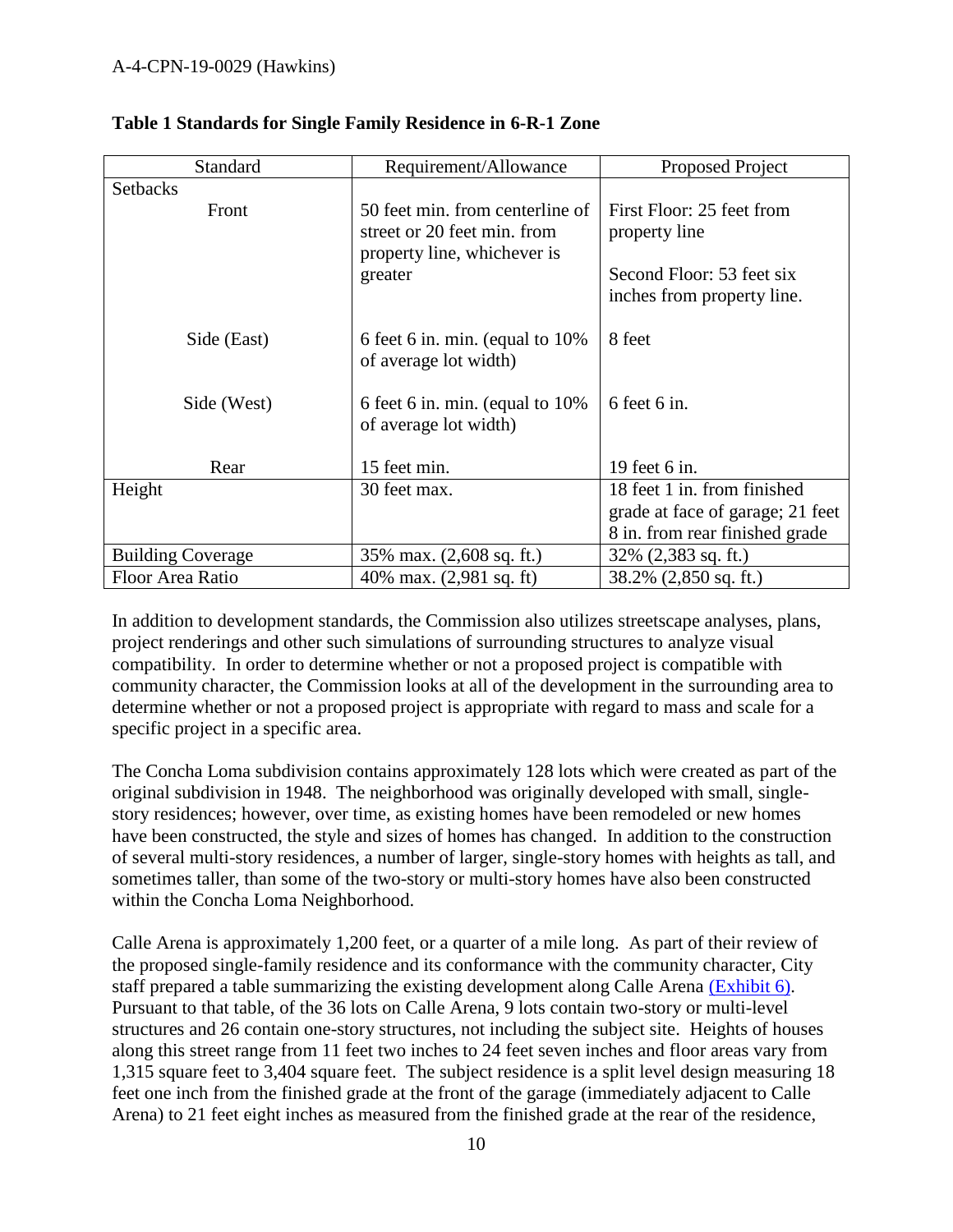**Table 1 Standards for Single Family Residence in 6-R-1 Zone**

| Standard | Requirement/Allowance | Proposed Project |
|---|---|---|
| Setbacks | | |
| Front | 50 feet min. from centerline of street or 20 feet min. from property line, whichever is greater | First Floor: 25 feet from property line<br><br>Second Floor: 53 feet six inches from property line. |
| Side (East) | 6 feet 6 in. min. (equal to 10% of average lot width) | 8 feet |
| Side (West) | 6 feet 6 in. min. (equal to 10% of average lot width) | 6 feet 6 in. |
| Rear | 15 feet min. | 19 feet 6 in. |
| Height | 30 feet max. | 18 feet 1 in. from finished grade at face of garage; 21 feet 8 in. from rear finished grade |
| Building Coverage | 35% max. (2,608 sq. ft.) | 32% (2,383 sq. ft.) |
| Floor Area Ratio | 40% max. (2,981 sq. ft) | 38.2% (2,850 sq. ft.) |

In addition to development standards, the Commission also utilizes streetscape analyses, plans, project renderings and other such simulations of surrounding structures to analyze visual compatibility. In order to determine whether or not a proposed project is compatible with community character, the Commission looks at all of the development in the surrounding area to determine whether or not a proposed project is appropriate with regard to mass and scale for a specific project in a specific area.

The Concha Loma subdivision contains approximately 128 lots which were created as part of the original subdivision in 1948. The neighborhood was originally developed with small, single-story residences; however, over time, as existing homes have been remodeled or new homes have been constructed, the style and sizes of homes has changed. In addition to the construction of several multi-story residences, a number of larger, single-story homes with heights as tall, and sometimes taller, than some of the two-story or multi-story homes have also been constructed within the Concha Loma Neighborhood.

Calle Arena is approximately 1,200 feet, or a quarter of a mile long. As part of their review of the proposed single-family residence and its conformance with the community character, City staff prepared a table summarizing the existing development along Calle Arena (Exhibit 6). Pursuant to that table, of the 36 lots on Calle Arena, 9 lots contain two-story or multi-level structures and 26 contain one-story structures, not including the subject site. Heights of houses along this street range from 11 feet two inches to 24 feet seven inches and floor areas vary from 1,315 square feet to 3,404 square feet. The subject residence is a split level design measuring 18 feet one inch from the finished grade at the front of the garage (immediately adjacent to Calle Arena) to 21 feet eight inches as measured from the finished grade at the rear of the residence,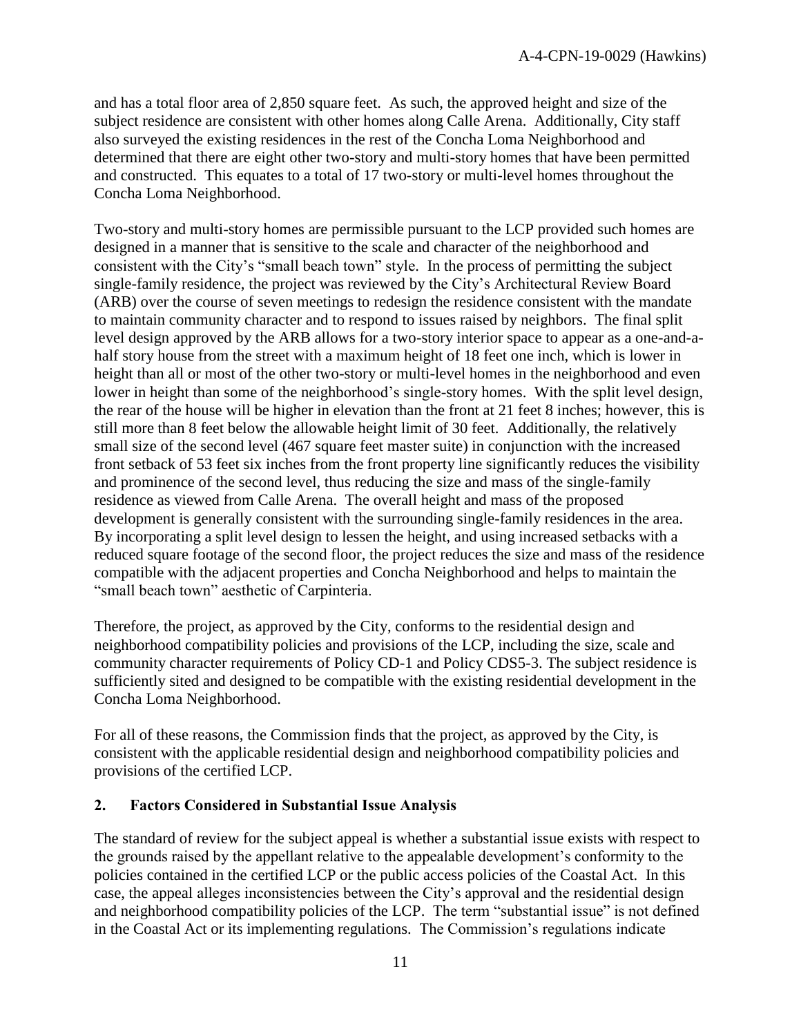and has a total floor area of 2,850 square feet. As such, the approved height and size of the subject residence are consistent with other homes along Calle Arena. Additionally, City staff also surveyed the existing residences in the rest of the Concha Loma Neighborhood and determined that there are eight other two-story and multi-story homes that have been permitted and constructed. This equates to a total of 17 two-story or multi-level homes throughout the Concha Loma Neighborhood.

Two-story and multi-story homes are permissible pursuant to the LCP provided such homes are designed in a manner that is sensitive to the scale and character of the neighborhood and consistent with the City's "small beach town" style. In the process of permitting the subject single-family residence, the project was reviewed by the City's Architectural Review Board (ARB) over the course of seven meetings to redesign the residence consistent with the mandate to maintain community character and to respond to issues raised by neighbors. The final split level design approved by the ARB allows for a two-story interior space to appear as a one-and-a-half story house from the street with a maximum height of 18 feet one inch, which is lower in height than all or most of the other two-story or multi-level homes in the neighborhood and even lower in height than some of the neighborhood's single-story homes. With the split level design, the rear of the house will be higher in elevation than the front at 21 feet 8 inches; however, this is still more than 8 feet below the allowable height limit of 30 feet. Additionally, the relatively small size of the second level (467 square feet master suite) in conjunction with the increased front setback of 53 feet six inches from the front property line significantly reduces the visibility and prominence of the second level, thus reducing the size and mass of the single-family residence as viewed from Calle Arena. The overall height and mass of the proposed development is generally consistent with the surrounding single-family residences in the area. By incorporating a split level design to lessen the height, and using increased setbacks with a reduced square footage of the second floor, the project reduces the size and mass of the residence compatible with the adjacent properties and Concha Neighborhood and helps to maintain the "small beach town" aesthetic of Carpinteria.

Therefore, the project, as approved by the City, conforms to the residential design and neighborhood compatibility policies and provisions of the LCP, including the size, scale and community character requirements of Policy CD-1 and Policy CDS5-3. The subject residence is sufficiently sited and designed to be compatible with the existing residential development in the Concha Loma Neighborhood.

For all of these reasons, the Commission finds that the project, as approved by the City, is consistent with the applicable residential design and neighborhood compatibility policies and provisions of the certified LCP.

## 2. Factors Considered in Substantial Issue Analysis

The standard of review for the subject appeal is whether a substantial issue exists with respect to the grounds raised by the appellant relative to the appealable development's conformity to the policies contained in the certified LCP or the public access policies of the Coastal Act. In this case, the appeal alleges inconsistencies between the City's approval and the residential design and neighborhood compatibility policies of the LCP. The term "substantial issue" is not defined in the Coastal Act or its implementing regulations. The Commission's regulations indicate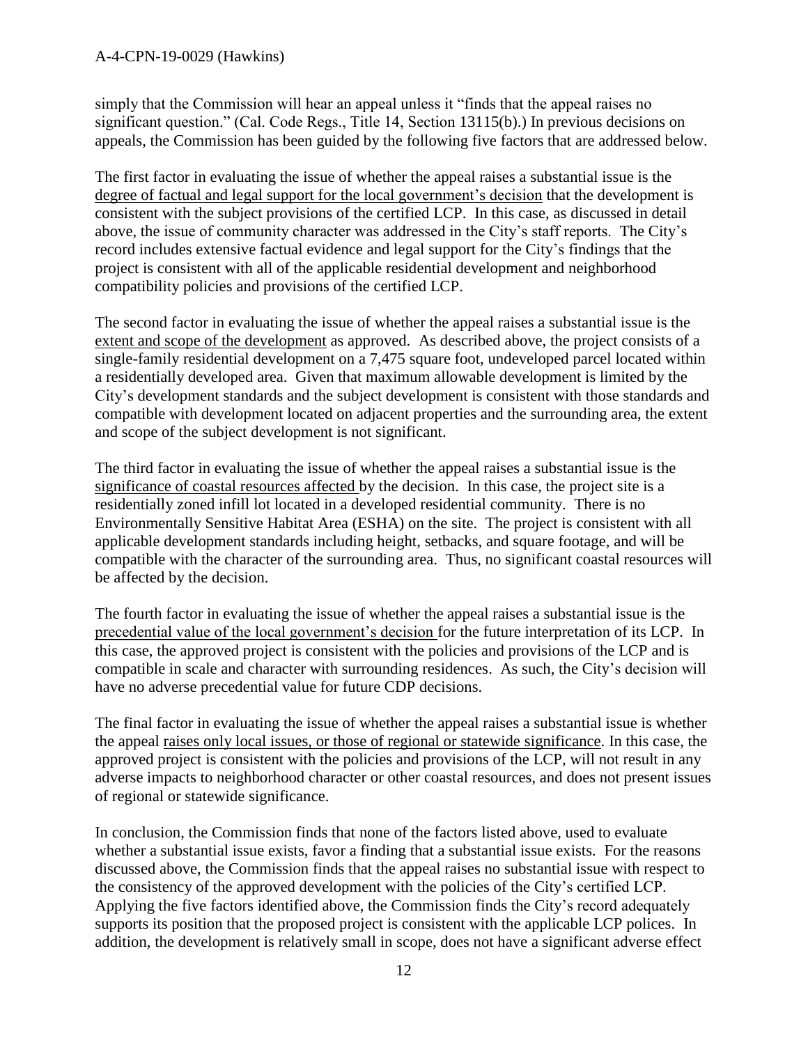simply that the Commission will hear an appeal unless it "finds that the appeal raises no significant question." (Cal. Code Regs., Title 14, Section 13115(b).) In previous decisions on appeals, the Commission has been guided by the following five factors that are addressed below.

The first factor in evaluating the issue of whether the appeal raises a substantial issue is the degree of factual and legal support for the local government's decision that the development is consistent with the subject provisions of the certified LCP. In this case, as discussed in detail above, the issue of community character was addressed in the City's staff reports. The City's record includes extensive factual evidence and legal support for the City's findings that the project is consistent with all of the applicable residential development and neighborhood compatibility policies and provisions of the certified LCP.

The second factor in evaluating the issue of whether the appeal raises a substantial issue is the extent and scope of the development as approved. As described above, the project consists of a single-family residential development on a 7,475 square foot, undeveloped parcel located within a residentially developed area. Given that maximum allowable development is limited by the City's development standards and the subject development is consistent with those standards and compatible with development located on adjacent properties and the surrounding area, the extent and scope of the subject development is not significant.

The third factor in evaluating the issue of whether the appeal raises a substantial issue is the significance of coastal resources affected by the decision. In this case, the project site is a residentially zoned infill lot located in a developed residential community. There is no Environmentally Sensitive Habitat Area (ESHA) on the site. The project is consistent with all applicable development standards including height, setbacks, and square footage, and will be compatible with the character of the surrounding area. Thus, no significant coastal resources will be affected by the decision.

The fourth factor in evaluating the issue of whether the appeal raises a substantial issue is the precedential value of the local government's decision for the future interpretation of its LCP. In this case, the approved project is consistent with the policies and provisions of the LCP and is compatible in scale and character with surrounding residences. As such, the City's decision will have no adverse precedential value for future CDP decisions.

The final factor in evaluating the issue of whether the appeal raises a substantial issue is whether the appeal raises only local issues, or those of regional or statewide significance. In this case, the approved project is consistent with the policies and provisions of the LCP, will not result in any adverse impacts to neighborhood character or other coastal resources, and does not present issues of regional or statewide significance.

In conclusion, the Commission finds that none of the factors listed above, used to evaluate whether a substantial issue exists, favor a finding that a substantial issue exists. For the reasons discussed above, the Commission finds that the appeal raises no substantial issue with respect to the consistency of the approved development with the policies of the City's certified LCP. Applying the five factors identified above, the Commission finds the City's record adequately supports its position that the proposed project is consistent with the applicable LCP polices. In addition, the development is relatively small in scope, does not have a significant adverse effect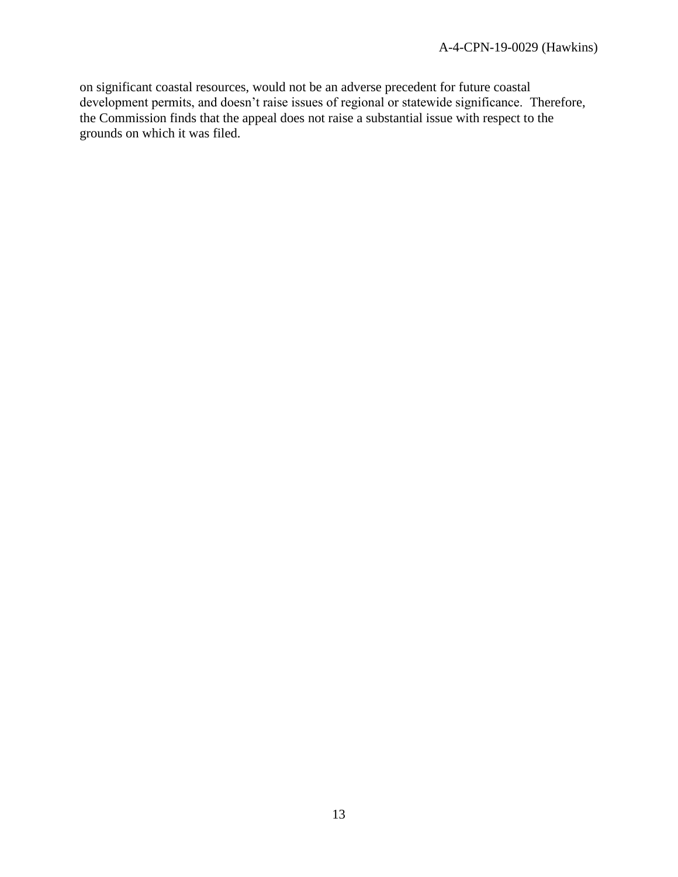on significant coastal resources, would not be an adverse precedent for future coastal development permits, and doesn't raise issues of regional or statewide significance. Therefore, the Commission finds that the appeal does not raise a substantial issue with respect to the grounds on which it was filed.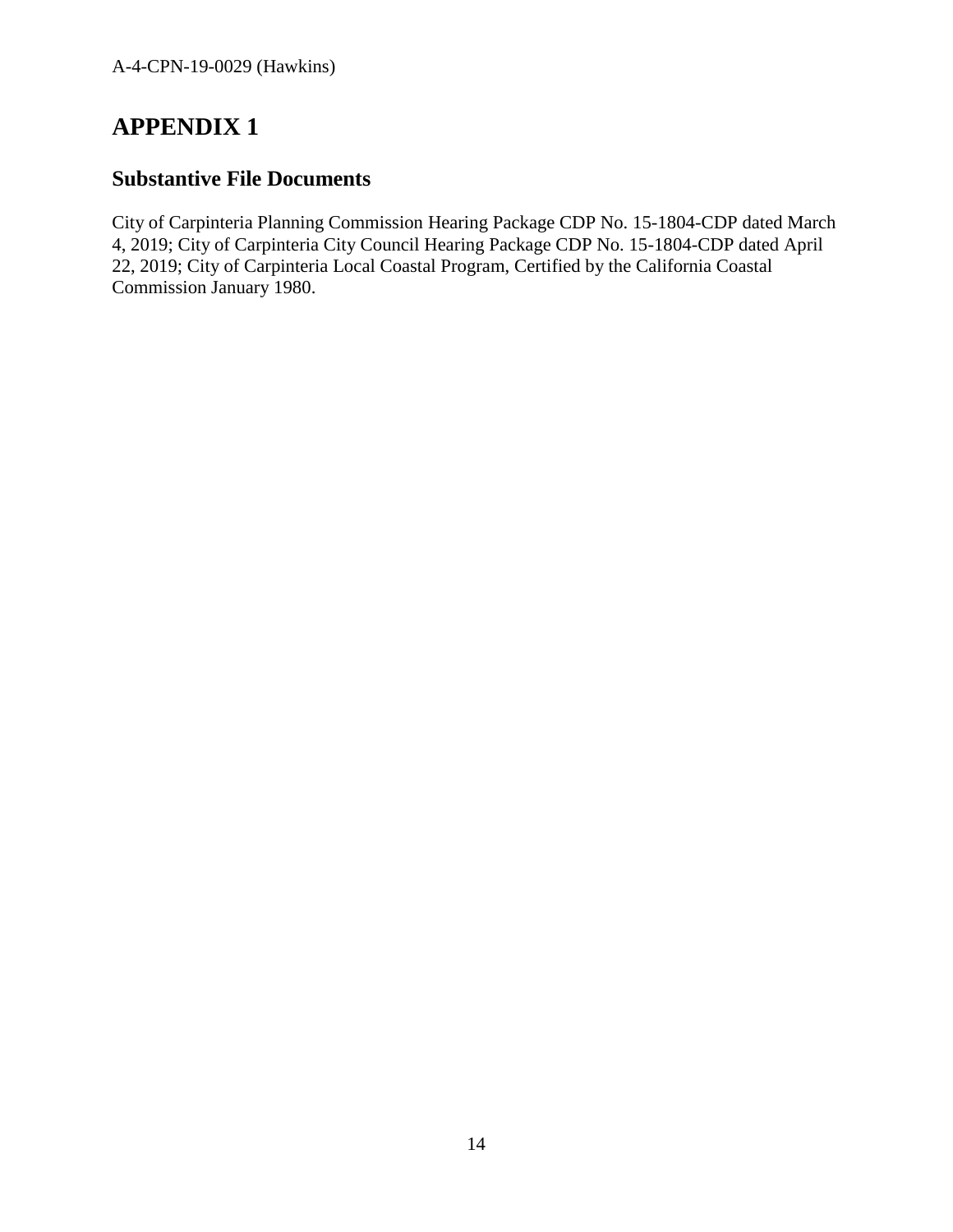# APPENDIX 1

## Substantive File Documents

City of Carpinteria Planning Commission Hearing Package CDP No. 15-1804-CDP dated March 4, 2019; City of Carpinteria City Council Hearing Package CDP No. 15-1804-CDP dated April 22, 2019; City of Carpinteria Local Coastal Program, Certified by the California Coastal Commission January 1980.